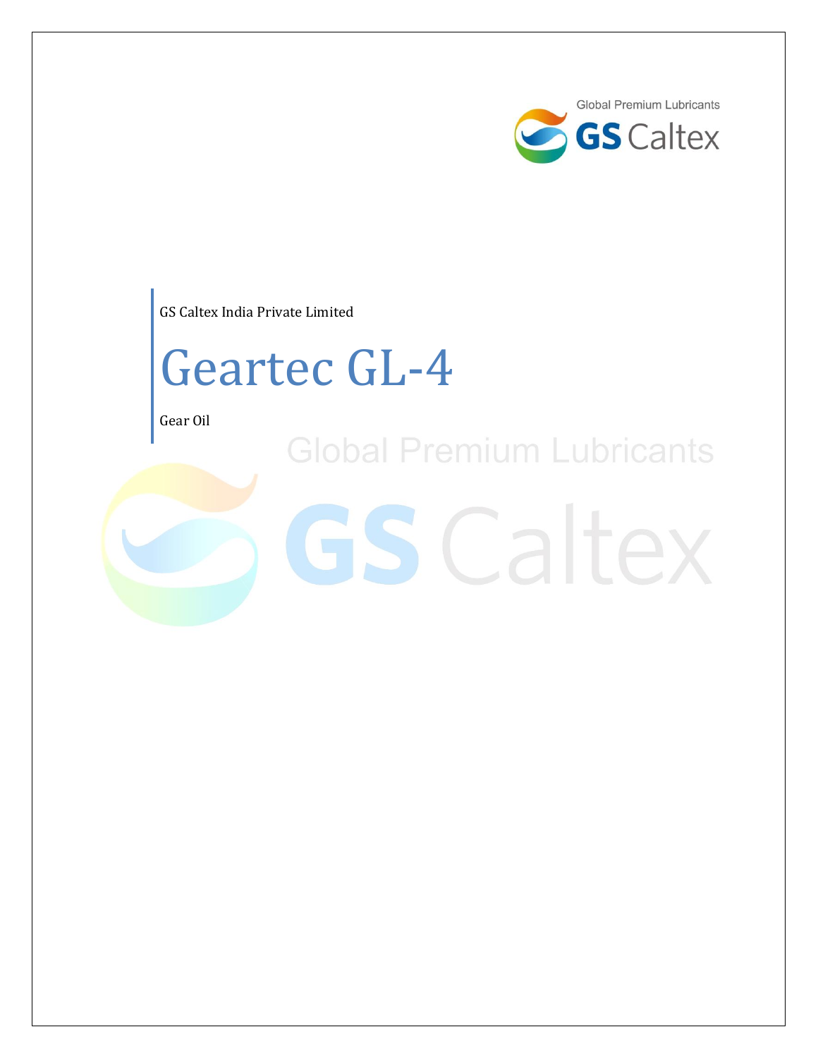GS Caltex India Private Limited

# Geartec GL-4

Gear Oil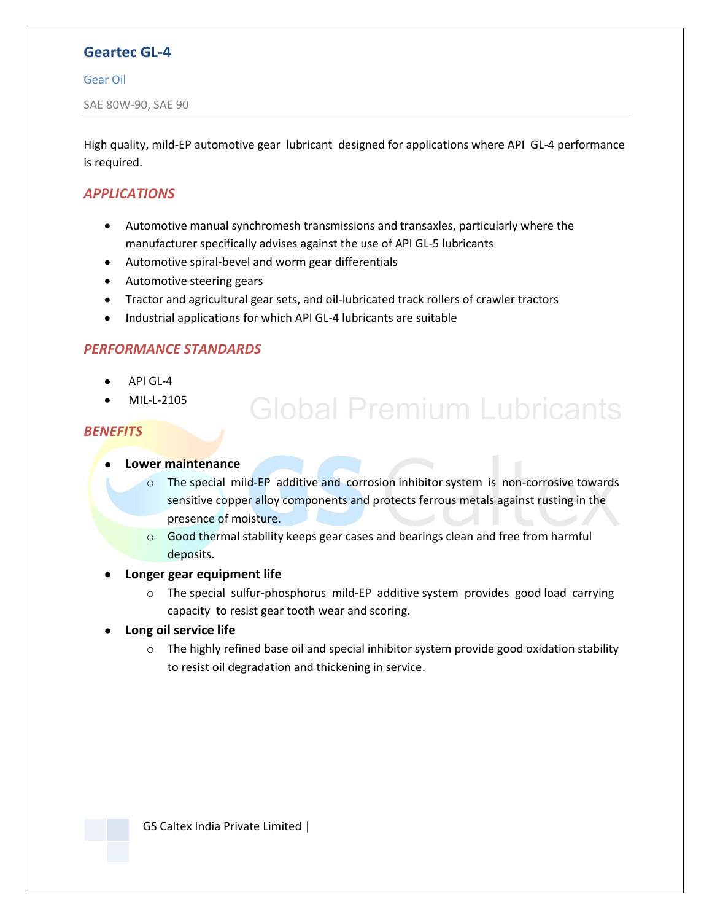# Geartec GL-4

Gear Oil

SAE 80W-90, SAE 90

High quality, mild-EP automotive gear lubricant designed for applications where API GL-4 performance is required.

## *APPLICATIONS*

- Automotive manual synchromesh transmissions and transaxles, particularly where the manufacturer specifically advises against the use of API GL-5 lubricants
- Automotive spiral-bevel and worm gear differentials
- Automotive steering gears
- Tractor and agricultural gear sets, and oil-lubricated track rollers of crawler tractors
- Industrial applications for which API GL-4 lubricants are suitable

## *PERFORMANCE STANDARDS*

- API GL-4
- MIL-L-2105

## *BENEFITS*

- **Lower maintenance**
  - The special mild-EP additive and corrosion inhibitor system is non-corrosive towards sensitive copper alloy components and protects ferrous metals against rusting in the presence of moisture.
  - Good thermal stability keeps gear cases and bearings clean and free from harmful deposits.
- **Longer gear equipment life**
  - The special sulfur-phosphorus mild-EP additive system provides good load carrying capacity to resist gear tooth wear and scoring.
- **Long oil service life**
  - The highly refined base oil and special inhibitor system provide good oxidation stability to resist oil degradation and thickening in service.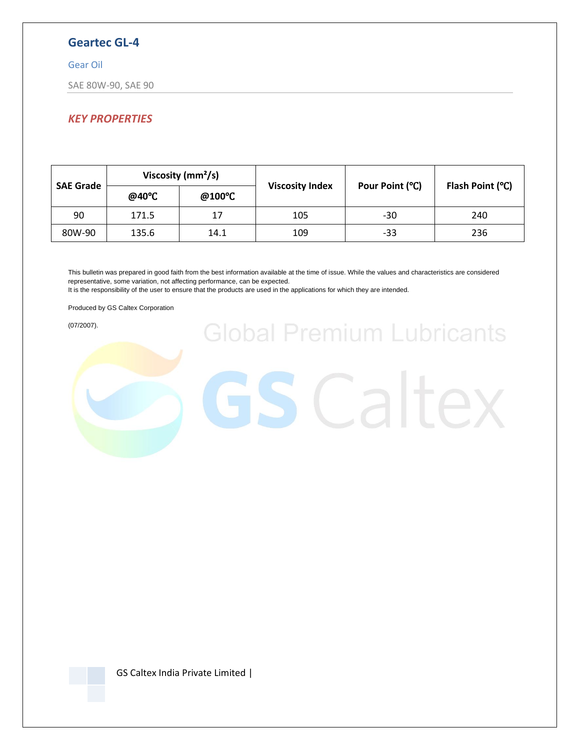## Geartec GL-4

Gear Oil

SAE 80W-90, SAE 90

### *KEY PROPERTIES*

| SAE Grade | Viscosity ($mm^2/s$) | | Viscosity Index | Pour Point (℃) | Flash Point (℃) |
|---|---|---|---|---|---|
| | @40℃ | @100℃ | | | |
| 90 | 171.5 | 17 | 105 | -30 | 240 |
| 80W-90 | 135.6 | 14.1 | 109 | -33 | 236 |

This bulletin was prepared in good faith from the best information available at the time of issue. While the values and characteristics are considered representative, some variation, not affecting performance, can be expected.
It is the responsibility of the user to ensure that the products are used in the applications for which they are intended.

Produced by GS Caltex Corporation

(07/2007).

Global Premium Lubricants

GS Caltex

GS Caltex India Private Limited |